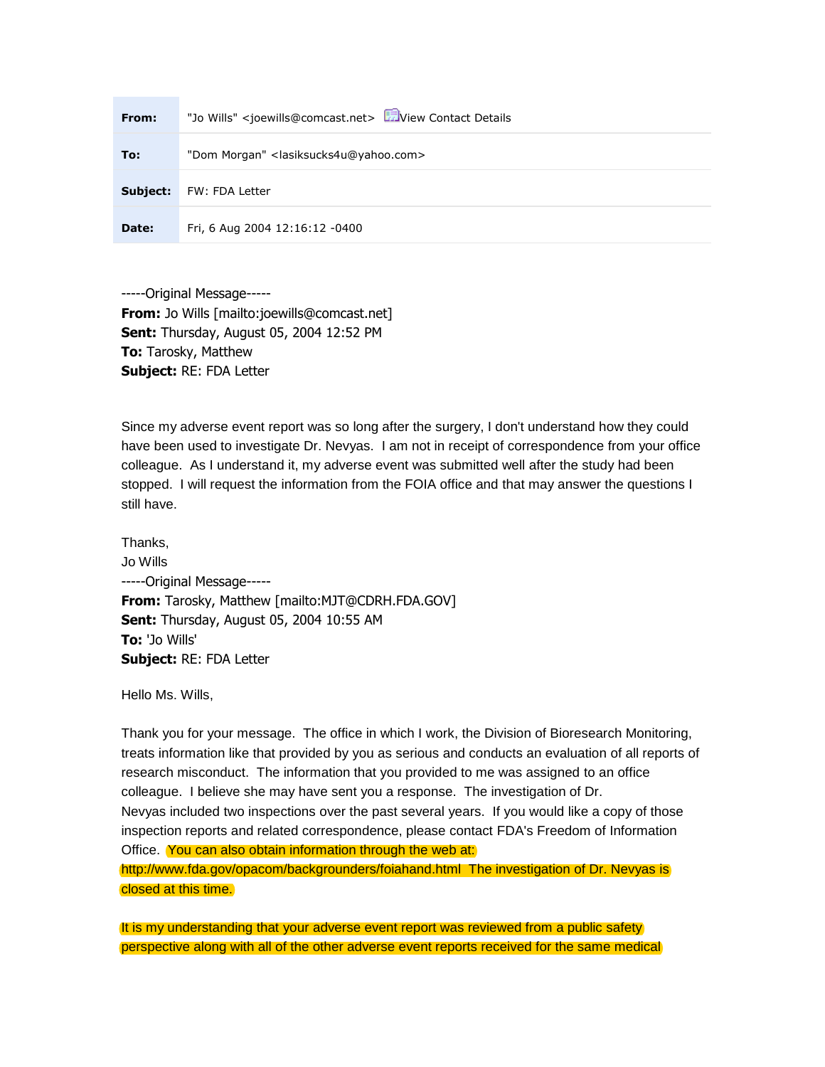| | |
|---|---|
| **From:** | "Jo Wills" <joewills@comcast.net> View Contact Details |
| **To:** | "Dom Morgan" <lasiksucks4u@yahoo.com> |
| **Subject:** | FW: FDA Letter |
| **Date:** | Fri, 6 Aug 2004 12:16:12 -0400 |

-----Original Message-----
**From:** Jo Wills [mailto:joewills@comcast.net]
**Sent:** Thursday, August 05, 2004 12:52 PM
**To:** Tarosky, Matthew
**Subject:** RE: FDA Letter

Since my adverse event report was so long after the surgery, I don't understand how they could have been used to investigate Dr. Nevyas. I am not in receipt of correspondence from your office colleague. As I understand it, my adverse event was submitted well after the study had been stopped. I will request the information from the FOIA office and that may answer the questions I still have.

Thanks,
Jo Wills
-----Original Message-----
**From:** Tarosky, Matthew [mailto:MJT@CDRH.FDA.GOV]
**Sent:** Thursday, August 05, 2004 10:55 AM
**To:** 'Jo Wills'
**Subject:** RE: FDA Letter

Hello Ms. Wills,

Thank you for your message. The office in which I work, the Division of Bioresearch Monitoring, treats information like that provided by you as serious and conducts an evaluation of all reports of research misconduct. The information that you provided to me was assigned to an office colleague. I believe she may have sent you a response. The investigation of Dr. Nevyas included two inspections over the past several years. If you would like a copy of those inspection reports and related correspondence, please contact FDA's Freedom of Information Office. You can also obtain information through the web at: http://www.fda.gov/opacom/backgrounders/foiahand.html The investigation of Dr. Nevyas is closed at this time.

It is my understanding that your adverse event report was reviewed from a public safety perspective along with all of the other adverse event reports received for the same medical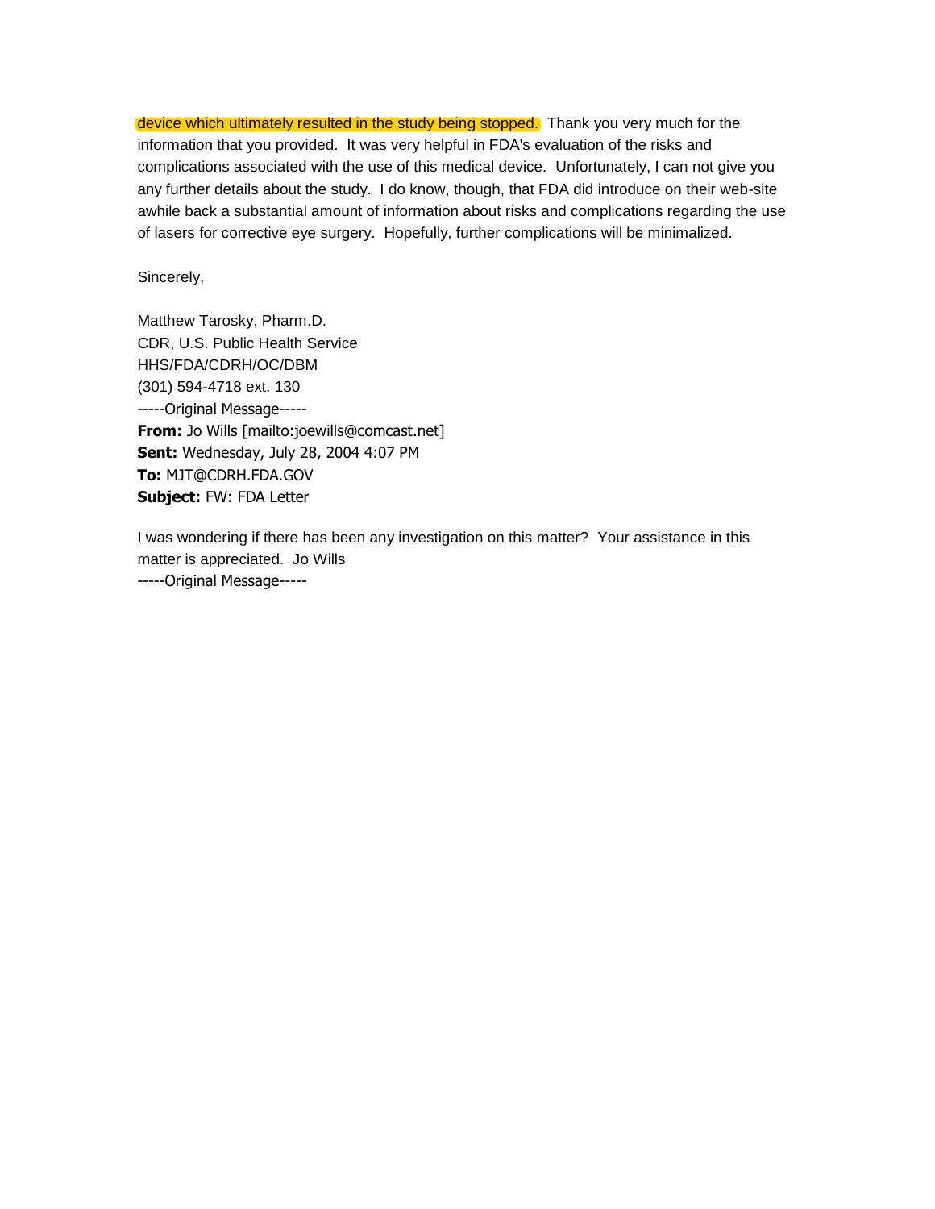device which ultimately resulted in the study being stopped. Thank you very much for the information that you provided. It was very helpful in FDA's evaluation of the risks and complications associated with the use of this medical device. Unfortunately, I can not give you any further details about the study. I do know, though, that FDA did introduce on their web-site awhile back a substantial amount of information about risks and complications regarding the use of lasers for corrective eye surgery. Hopefully, further complications will be minimalized.

Sincerely,

Matthew Tarosky, Pharm.D.
CDR, U.S. Public Health Service
HHS/FDA/CDRH/OC/DBM
(301) 594-4718 ext. 130
-----Original Message-----
**From:** Jo Wills [mailto:joewills@comcast.net]
**Sent:** Wednesday, July 28, 2004 4:07 PM
**To:** MJT@CDRH.FDA.GOV
**Subject:** FW: FDA Letter

I was wondering if there has been any investigation on this matter? Your assistance in this matter is appreciated. Jo Wills
-----Original Message-----